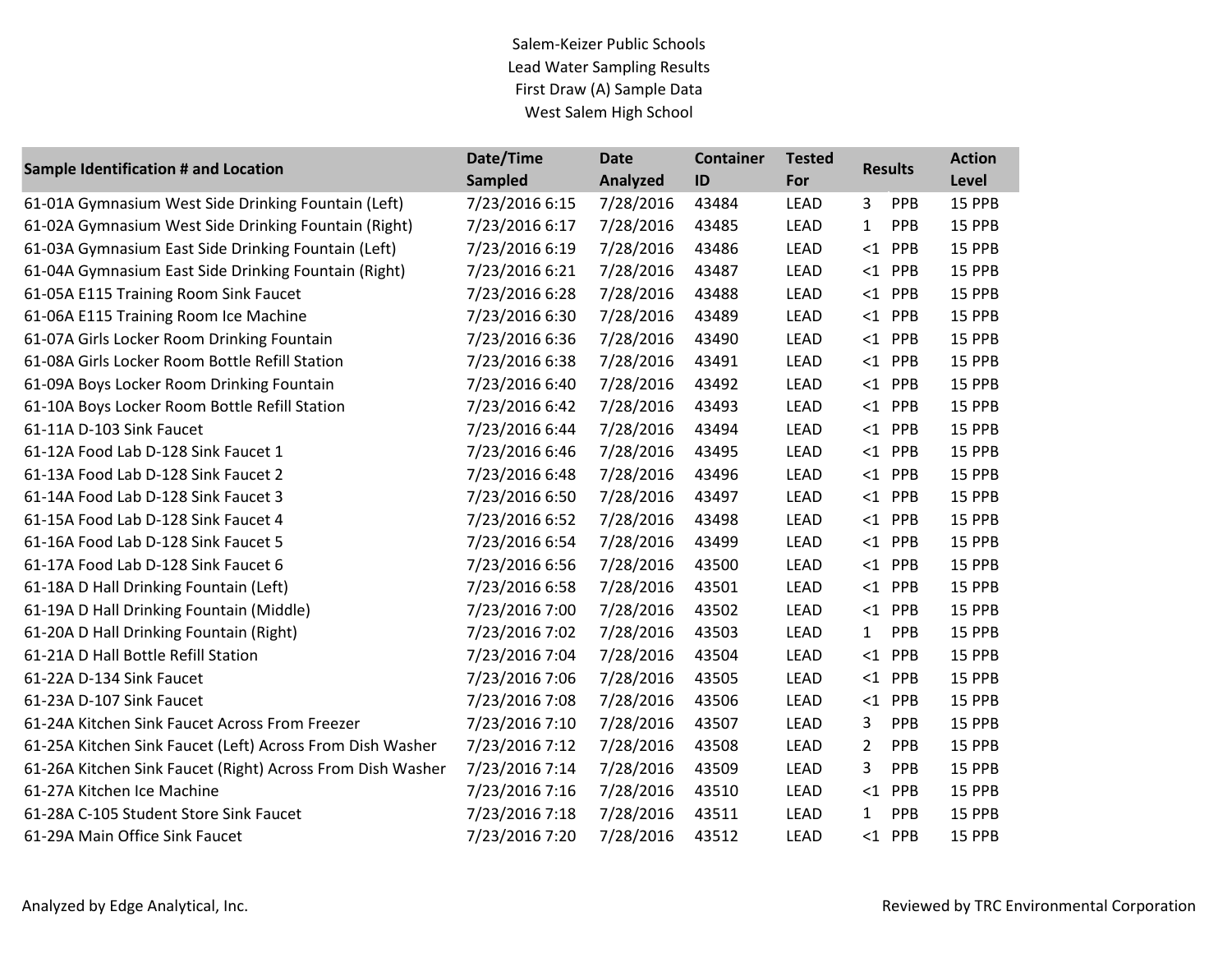Salem-Keizer Public Schools
Lead Water Sampling Results
First Draw (A) Sample Data
West Salem High School

| Sample Identification # and Location | Date/Time Sampled | Date Analyzed | Container ID | Tested For | Results | | Action Level |
|---|---|---|---|---|---|---|---|
| 61-01A Gymnasium West Side Drinking Fountain (Left) | 7/23/2016 6:15 | 7/28/2016 | 43484 | LEAD | 3 | PPB | 15 PPB |
| 61-02A Gymnasium West Side Drinking Fountain (Right) | 7/23/2016 6:17 | 7/28/2016 | 43485 | LEAD | 1 | PPB | 15 PPB |
| 61-03A Gymnasium East Side Drinking Fountain (Left) | 7/23/2016 6:19 | 7/28/2016 | 43486 | LEAD | <1 | PPB | 15 PPB |
| 61-04A Gymnasium East Side Drinking Fountain (Right) | 7/23/2016 6:21 | 7/28/2016 | 43487 | LEAD | <1 | PPB | 15 PPB |
| 61-05A E115 Training Room Sink Faucet | 7/23/2016 6:28 | 7/28/2016 | 43488 | LEAD | <1 | PPB | 15 PPB |
| 61-06A E115 Training Room Ice Machine | 7/23/2016 6:30 | 7/28/2016 | 43489 | LEAD | <1 | PPB | 15 PPB |
| 61-07A Girls Locker Room Drinking Fountain | 7/23/2016 6:36 | 7/28/2016 | 43490 | LEAD | <1 | PPB | 15 PPB |
| 61-08A Girls Locker Room Bottle Refill Station | 7/23/2016 6:38 | 7/28/2016 | 43491 | LEAD | <1 | PPB | 15 PPB |
| 61-09A Boys Locker Room Drinking Fountain | 7/23/2016 6:40 | 7/28/2016 | 43492 | LEAD | <1 | PPB | 15 PPB |
| 61-10A Boys Locker Room Bottle Refill Station | 7/23/2016 6:42 | 7/28/2016 | 43493 | LEAD | <1 | PPB | 15 PPB |
| 61-11A D-103 Sink Faucet | 7/23/2016 6:44 | 7/28/2016 | 43494 | LEAD | <1 | PPB | 15 PPB |
| 61-12A Food Lab D-128 Sink Faucet 1 | 7/23/2016 6:46 | 7/28/2016 | 43495 | LEAD | <1 | PPB | 15 PPB |
| 61-13A Food Lab D-128 Sink Faucet 2 | 7/23/2016 6:48 | 7/28/2016 | 43496 | LEAD | <1 | PPB | 15 PPB |
| 61-14A Food Lab D-128 Sink Faucet 3 | 7/23/2016 6:50 | 7/28/2016 | 43497 | LEAD | <1 | PPB | 15 PPB |
| 61-15A Food Lab D-128 Sink Faucet 4 | 7/23/2016 6:52 | 7/28/2016 | 43498 | LEAD | <1 | PPB | 15 PPB |
| 61-16A Food Lab D-128 Sink Faucet 5 | 7/23/2016 6:54 | 7/28/2016 | 43499 | LEAD | <1 | PPB | 15 PPB |
| 61-17A Food Lab D-128 Sink Faucet 6 | 7/23/2016 6:56 | 7/28/2016 | 43500 | LEAD | <1 | PPB | 15 PPB |
| 61-18A D Hall Drinking Fountain (Left) | 7/23/2016 6:58 | 7/28/2016 | 43501 | LEAD | <1 | PPB | 15 PPB |
| 61-19A D Hall Drinking Fountain (Middle) | 7/23/2016 7:00 | 7/28/2016 | 43502 | LEAD | <1 | PPB | 15 PPB |
| 61-20A D Hall Drinking Fountain (Right) | 7/23/2016 7:02 | 7/28/2016 | 43503 | LEAD | 1 | PPB | 15 PPB |
| 61-21A D Hall Bottle Refill Station | 7/23/2016 7:04 | 7/28/2016 | 43504 | LEAD | <1 | PPB | 15 PPB |
| 61-22A D-134 Sink Faucet | 7/23/2016 7:06 | 7/28/2016 | 43505 | LEAD | <1 | PPB | 15 PPB |
| 61-23A D-107 Sink Faucet | 7/23/2016 7:08 | 7/28/2016 | 43506 | LEAD | <1 | PPB | 15 PPB |
| 61-24A Kitchen Sink Faucet Across From Freezer | 7/23/2016 7:10 | 7/28/2016 | 43507 | LEAD | 3 | PPB | 15 PPB |
| 61-25A Kitchen Sink Faucet (Left) Across From Dish Washer | 7/23/2016 7:12 | 7/28/2016 | 43508 | LEAD | 2 | PPB | 15 PPB |
| 61-26A Kitchen Sink Faucet (Right) Across From Dish Washer | 7/23/2016 7:14 | 7/28/2016 | 43509 | LEAD | 3 | PPB | 15 PPB |
| 61-27A Kitchen Ice Machine | 7/23/2016 7:16 | 7/28/2016 | 43510 | LEAD | <1 | PPB | 15 PPB |
| 61-28A C-105 Student Store Sink Faucet | 7/23/2016 7:18 | 7/28/2016 | 43511 | LEAD | 1 | PPB | 15 PPB |
| 61-29A Main Office Sink Faucet | 7/23/2016 7:20 | 7/28/2016 | 43512 | LEAD | <1 | PPB | 15 PPB |

Analyzed by Edge Analytical, Inc.

Reviewed by TRC Environmental Corporation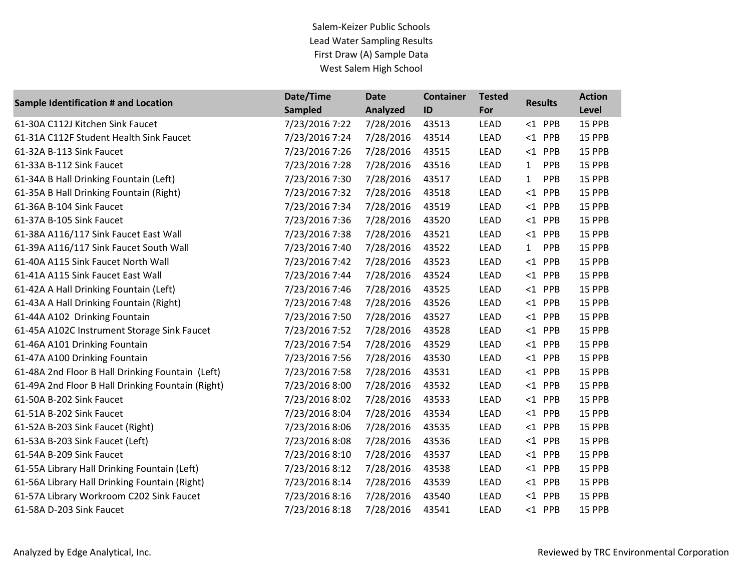Salem-Keizer Public Schools
Lead Water Sampling Results
First Draw (A) Sample Data
West Salem High School

| Sample Identification # and Location | Date/Time Sampled | Date Analyzed | Container ID | Tested For | Results | Action Level |
|---|---|---|---|---|---|---|
| 61-30A C112J Kitchen Sink Faucet | 7/23/2016 7:22 | 7/28/2016 | 43513 | LEAD | <1 PPB | 15 PPB |
| 61-31A C112F Student Health Sink Faucet | 7/23/2016 7:24 | 7/28/2016 | 43514 | LEAD | <1 PPB | 15 PPB |
| 61-32A B-113 Sink Faucet | 7/23/2016 7:26 | 7/28/2016 | 43515 | LEAD | <1 PPB | 15 PPB |
| 61-33A B-112 Sink Faucet | 7/23/2016 7:28 | 7/28/2016 | 43516 | LEAD | 1 PPB | 15 PPB |
| 61-34A B Hall Drinking Fountain (Left) | 7/23/2016 7:30 | 7/28/2016 | 43517 | LEAD | 1 PPB | 15 PPB |
| 61-35A B Hall Drinking Fountain (Right) | 7/23/2016 7:32 | 7/28/2016 | 43518 | LEAD | <1 PPB | 15 PPB |
| 61-36A B-104 Sink Faucet | 7/23/2016 7:34 | 7/28/2016 | 43519 | LEAD | <1 PPB | 15 PPB |
| 61-37A B-105 Sink Faucet | 7/23/2016 7:36 | 7/28/2016 | 43520 | LEAD | <1 PPB | 15 PPB |
| 61-38A A116/117 Sink Faucet East Wall | 7/23/2016 7:38 | 7/28/2016 | 43521 | LEAD | <1 PPB | 15 PPB |
| 61-39A A116/117 Sink Faucet South Wall | 7/23/2016 7:40 | 7/28/2016 | 43522 | LEAD | 1 PPB | 15 PPB |
| 61-40A A115 Sink Faucet North Wall | 7/23/2016 7:42 | 7/28/2016 | 43523 | LEAD | <1 PPB | 15 PPB |
| 61-41A A115 Sink Faucet East Wall | 7/23/2016 7:44 | 7/28/2016 | 43524 | LEAD | <1 PPB | 15 PPB |
| 61-42A A Hall Drinking Fountain (Left) | 7/23/2016 7:46 | 7/28/2016 | 43525 | LEAD | <1 PPB | 15 PPB |
| 61-43A A Hall Drinking Fountain (Right) | 7/23/2016 7:48 | 7/28/2016 | 43526 | LEAD | <1 PPB | 15 PPB |
| 61-44A A102 Drinking Fountain | 7/23/2016 7:50 | 7/28/2016 | 43527 | LEAD | <1 PPB | 15 PPB |
| 61-45A A102C Instrument Storage Sink Faucet | 7/23/2016 7:52 | 7/28/2016 | 43528 | LEAD | <1 PPB | 15 PPB |
| 61-46A A101 Drinking Fountain | 7/23/2016 7:54 | 7/28/2016 | 43529 | LEAD | <1 PPB | 15 PPB |
| 61-47A A100 Drinking Fountain | 7/23/2016 7:56 | 7/28/2016 | 43530 | LEAD | <1 PPB | 15 PPB |
| 61-48A 2nd Floor B Hall Drinking Fountain (Left) | 7/23/2016 7:58 | 7/28/2016 | 43531 | LEAD | <1 PPB | 15 PPB |
| 61-49A 2nd Floor B Hall Drinking Fountain (Right) | 7/23/2016 8:00 | 7/28/2016 | 43532 | LEAD | <1 PPB | 15 PPB |
| 61-50A B-202 Sink Faucet | 7/23/2016 8:02 | 7/28/2016 | 43533 | LEAD | <1 PPB | 15 PPB |
| 61-51A B-202 Sink Faucet | 7/23/2016 8:04 | 7/28/2016 | 43534 | LEAD | <1 PPB | 15 PPB |
| 61-52A B-203 Sink Faucet (Right) | 7/23/2016 8:06 | 7/28/2016 | 43535 | LEAD | <1 PPB | 15 PPB |
| 61-53A B-203 Sink Faucet (Left) | 7/23/2016 8:08 | 7/28/2016 | 43536 | LEAD | <1 PPB | 15 PPB |
| 61-54A B-209 Sink Faucet | 7/23/2016 8:10 | 7/28/2016 | 43537 | LEAD | <1 PPB | 15 PPB |
| 61-55A Library Hall Drinking Fountain (Left) | 7/23/2016 8:12 | 7/28/2016 | 43538 | LEAD | <1 PPB | 15 PPB |
| 61-56A Library Hall Drinking Fountain (Right) | 7/23/2016 8:14 | 7/28/2016 | 43539 | LEAD | <1 PPB | 15 PPB |
| 61-57A Library Workroom C202 Sink Faucet | 7/23/2016 8:16 | 7/28/2016 | 43540 | LEAD | <1 PPB | 15 PPB |
| 61-58A D-203 Sink Faucet | 7/23/2016 8:18 | 7/28/2016 | 43541 | LEAD | <1 PPB | 15 PPB |

Analyzed by Edge Analytical, Inc.

Reviewed by TRC Environmental Corporation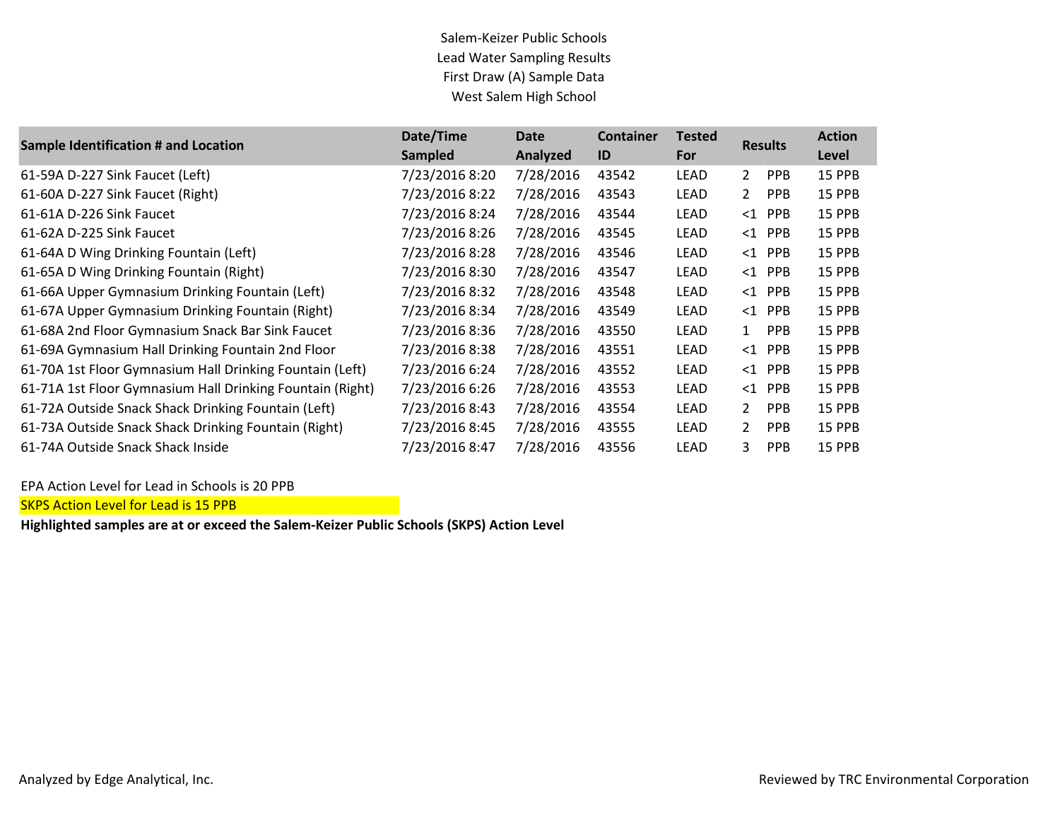Salem-Keizer Public Schools
Lead Water Sampling Results
First Draw (A) Sample Data
West Salem High School

| Sample Identification # and Location | Date/Time Sampled | Date Analyzed | Container ID | Tested For | Results | | Action Level |
|---|---|---|---|---|---|---|---|
| 61-59A D-227 Sink Faucet (Left) | 7/23/2016 8:20 | 7/28/2016 | 43542 | LEAD | 2 | PPB | 15 PPB |
| 61-60A D-227 Sink Faucet (Right) | 7/23/2016 8:22 | 7/28/2016 | 43543 | LEAD | 2 | PPB | 15 PPB |
| 61-61A D-226 Sink Faucet | 7/23/2016 8:24 | 7/28/2016 | 43544 | LEAD | <1 | PPB | 15 PPB |
| 61-62A D-225 Sink Faucet | 7/23/2016 8:26 | 7/28/2016 | 43545 | LEAD | <1 | PPB | 15 PPB |
| 61-64A D Wing Drinking Fountain (Left) | 7/23/2016 8:28 | 7/28/2016 | 43546 | LEAD | <1 | PPB | 15 PPB |
| 61-65A D Wing Drinking Fountain (Right) | 7/23/2016 8:30 | 7/28/2016 | 43547 | LEAD | <1 | PPB | 15 PPB |
| 61-66A Upper Gymnasium Drinking Fountain (Left) | 7/23/2016 8:32 | 7/28/2016 | 43548 | LEAD | <1 | PPB | 15 PPB |
| 61-67A Upper Gymnasium Drinking Fountain (Right) | 7/23/2016 8:34 | 7/28/2016 | 43549 | LEAD | <1 | PPB | 15 PPB |
| 61-68A 2nd Floor Gymnasium Snack Bar Sink Faucet | 7/23/2016 8:36 | 7/28/2016 | 43550 | LEAD | 1 | PPB | 15 PPB |
| 61-69A Gymnasium Hall Drinking Fountain 2nd Floor | 7/23/2016 8:38 | 7/28/2016 | 43551 | LEAD | <1 | PPB | 15 PPB |
| 61-70A 1st Floor Gymnasium Hall Drinking Fountain (Left) | 7/23/2016 6:24 | 7/28/2016 | 43552 | LEAD | <1 | PPB | 15 PPB |
| 61-71A 1st Floor Gymnasium Hall Drinking Fountain (Right) | 7/23/2016 6:26 | 7/28/2016 | 43553 | LEAD | <1 | PPB | 15 PPB |
| 61-72A Outside Snack Shack Drinking Fountain (Left) | 7/23/2016 8:43 | 7/28/2016 | 43554 | LEAD | 2 | PPB | 15 PPB |
| 61-73A Outside Snack Shack Drinking Fountain (Right) | 7/23/2016 8:45 | 7/28/2016 | 43555 | LEAD | 2 | PPB | 15 PPB |
| 61-74A Outside Snack Shack Inside | 7/23/2016 8:47 | 7/28/2016 | 43556 | LEAD | 3 | PPB | 15 PPB |

EPA Action Level for Lead in Schools is 20 PPB

SKPS Action Level for Lead is 15 PPB

**Highlighted samples are at or exceed the Salem-Keizer Public Schools (SKPS) Action Level**

Analyzed by Edge Analytical, Inc.

Reviewed by TRC Environmental Corporation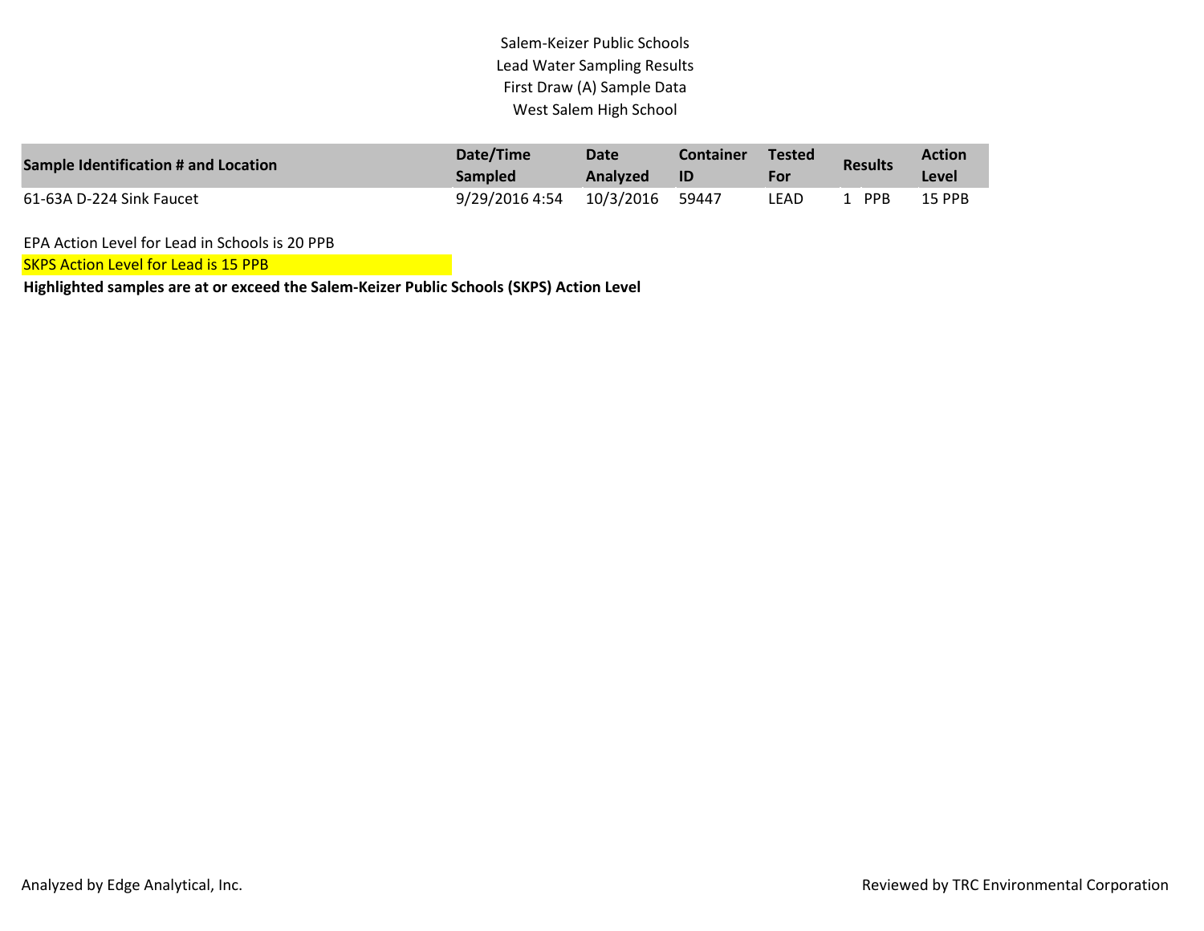Salem-Keizer Public Schools
Lead Water Sampling Results
First Draw (A) Sample Data
West Salem High School

| Sample Identification # and Location | Date/Time Sampled | Date Analyzed | Container ID | Tested For | Results | Action Level |
|---|---|---|---|---|---|---|
| 61-63A D-224 Sink Faucet | 9/29/2016 4:54 | 10/3/2016 | 59447 | LEAD | 1 PPB | 15 PPB |

EPA Action Level for Lead in Schools is 20 PPB

SKPS Action Level for Lead is 15 PPB

**Highlighted samples are at or exceed the Salem-Keizer Public Schools (SKPS) Action Level**

Analyzed by Edge Analytical, Inc.

Reviewed by TRC Environmental Corporation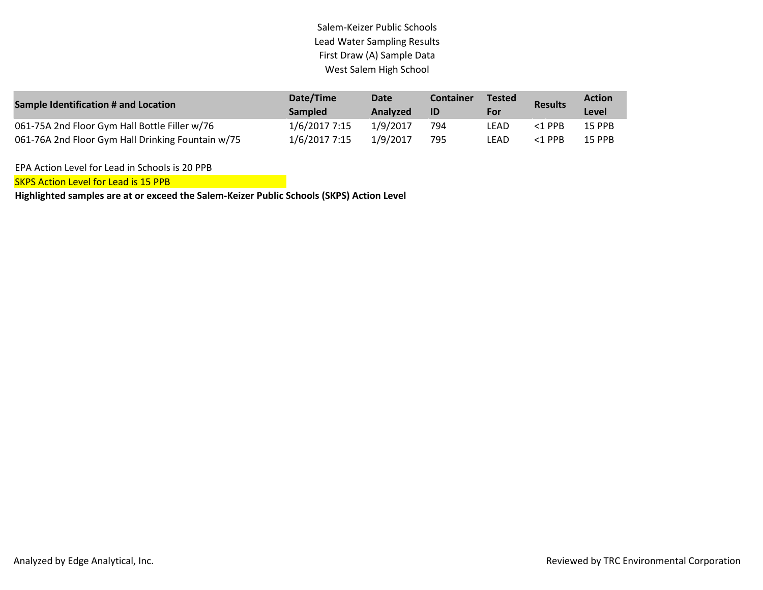Salem-Keizer Public Schools
Lead Water Sampling Results
First Draw (A) Sample Data
West Salem High School

| Sample Identification # and Location | Date/Time Sampled | Date Analyzed | Container ID | Tested For | Results | Action Level |
|---|---|---|---|---|---|---|
| 061-75A 2nd Floor Gym Hall Bottle Filler w/76 | 1/6/2017 7:15 | 1/9/2017 | 794 | LEAD | <1 PPB | 15 PPB |
| 061-76A 2nd Floor Gym Hall Drinking Fountain w/75 | 1/6/2017 7:15 | 1/9/2017 | 795 | LEAD | <1 PPB | 15 PPB |

EPA Action Level for Lead in Schools is 20 PPB

SKPS Action Level for Lead is 15 PPB

**Highlighted samples are at or exceed the Salem-Keizer Public Schools (SKPS) Action Level**

Analyzed by Edge Analytical, Inc.

Reviewed by TRC Environmental Corporation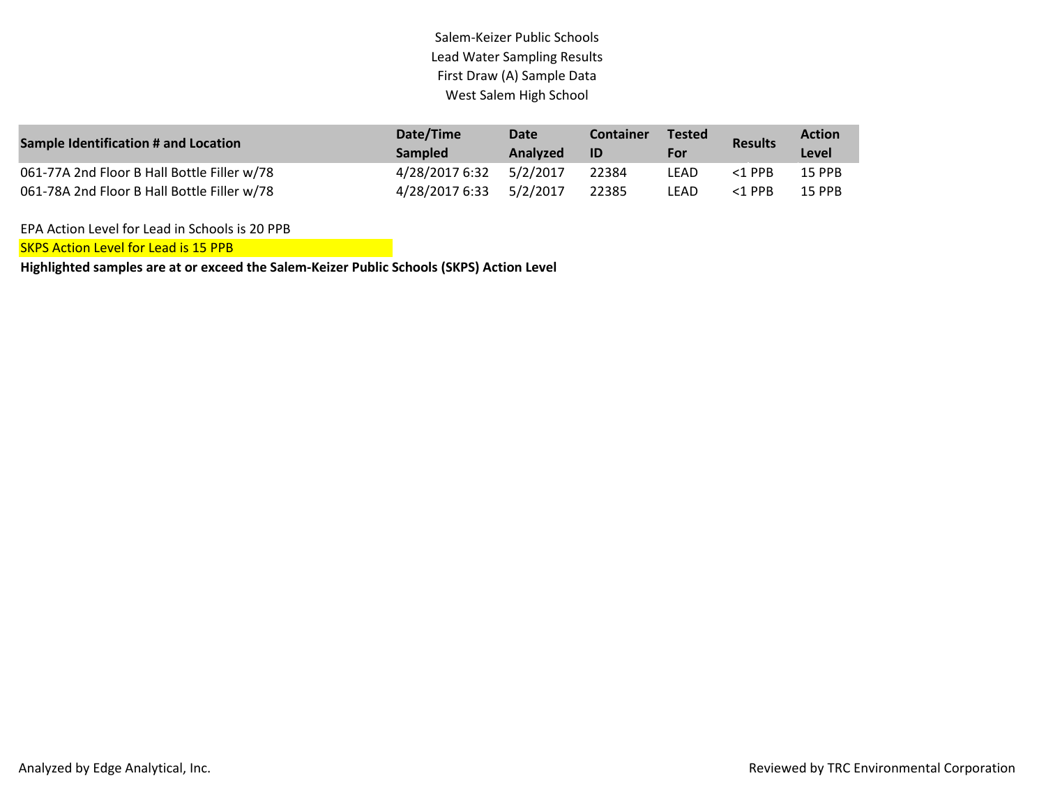Salem-Keizer Public Schools
Lead Water Sampling Results
First Draw (A) Sample Data
West Salem High School

| Sample Identification # and Location | Date/Time Sampled | Date Analyzed | Container ID | Tested For | Results | Action Level |
|---|---|---|---|---|---|---|
| 061-77A 2nd Floor B Hall Bottle Filler w/78 | 4/28/2017 6:32 | 5/2/2017 | 22384 | LEAD | <1 PPB | 15 PPB |
| 061-78A 2nd Floor B Hall Bottle Filler w/78 | 4/28/2017 6:33 | 5/2/2017 | 22385 | LEAD | <1 PPB | 15 PPB |

EPA Action Level for Lead in Schools is 20 PPB

SKPS Action Level for Lead is 15 PPB

**Highlighted samples are at or exceed the Salem-Keizer Public Schools (SKPS) Action Level**

Analyzed by Edge Analytical, Inc.

Reviewed by TRC Environmental Corporation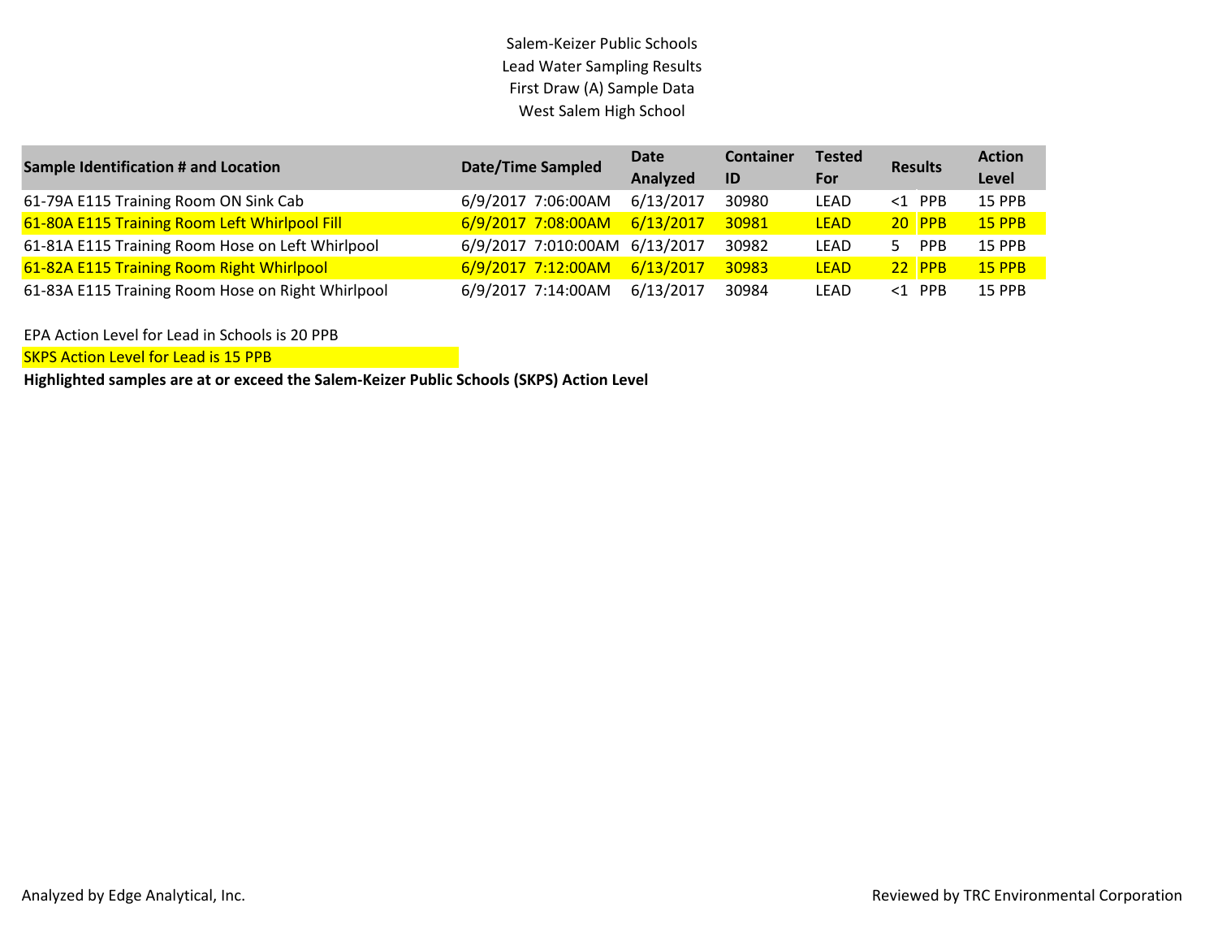Salem-Keizer Public Schools
Lead Water Sampling Results
First Draw (A) Sample Data
West Salem High School

| Sample Identification # and Location | Date/Time Sampled | Date Analyzed | Container ID | Tested For | Results | Action Level |
|---|---|---|---|---|---|---|
| 61-79A E115 Training Room ON Sink Cab | 6/9/2017 7:06:00AM | 6/13/2017 | 30980 | LEAD | <1 PPB | 15 PPB |
| 61-80A E115 Training Room Left Whirlpool Fill | 6/9/2017 7:08:00AM | 6/13/2017 | 30981 | LEAD | 20 PPB | 15 PPB |
| 61-81A E115 Training Room Hose on Left Whirlpool | 6/9/2017 7:010:00AM | 6/13/2017 | 30982 | LEAD | 5 PPB | 15 PPB |
| 61-82A E115 Training Room Right Whirlpool | 6/9/2017 7:12:00AM | 6/13/2017 | 30983 | LEAD | 22 PPB | 15 PPB |
| 61-83A E115 Training Room Hose on Right Whirlpool | 6/9/2017 7:14:00AM | 6/13/2017 | 30984 | LEAD | <1 PPB | 15 PPB |

EPA Action Level for Lead in Schools is 20 PPB

SKPS Action Level for Lead is 15 PPB

**Highlighted samples are at or exceed the Salem-Keizer Public Schools (SKPS) Action Level**

Analyzed by Edge Analytical, Inc.

Reviewed by TRC Environmental Corporation